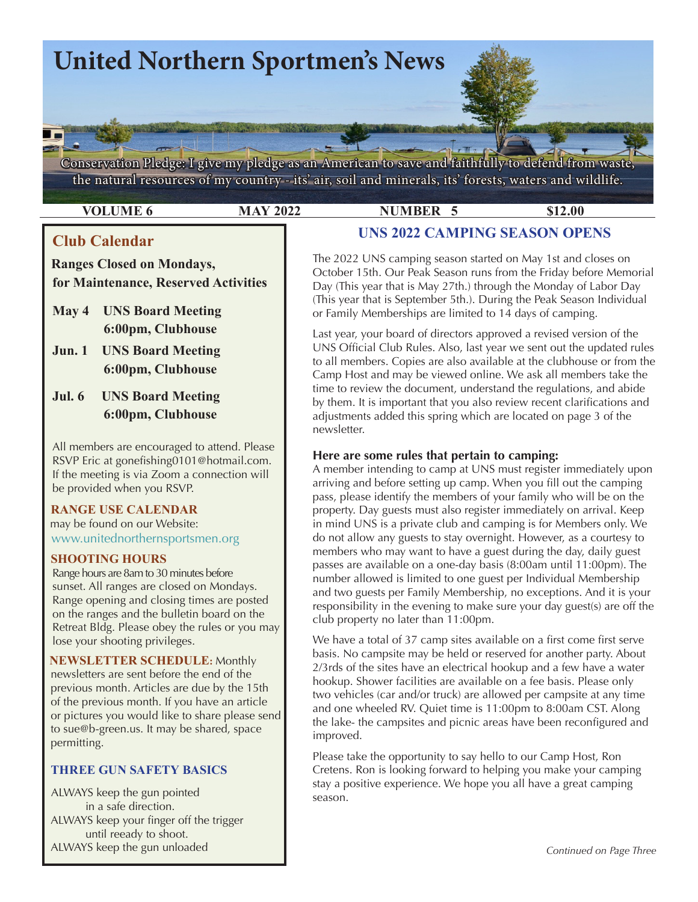# United Northern Sportmen's News

Conservation Pledge: I give my pledge as an American to save and faithfully to defend from waste, the natural resources of my country - its' air, soil and minerals, its' forests, waters and wildlife.

**VOLUME 6** **MAY 2022** **NUMBER 5** **$12.00**

## Club Calendar

**Ranges Closed on Mondays, for Maintenance, Reserved Activities**

**May 4 UNS Board Meeting 6:00pm, Clubhouse**

**Jun. 1 UNS Board Meeting 6:00pm, Clubhouse**

**Jul. 6 UNS Board Meeting 6:00pm, Clubhouse**

All members are encouraged to attend. Please RSVP Eric at gonefishing0101@hotmail.com. If the meeting is via Zoom a connection will be provided when you RSVP.

**RANGE USE CALENDAR** may be found on our Website: www.unitednorthernsportsmen.org

**SHOOTING HOURS**
Range hours are 8am to 30 minutes before sunset. All ranges are closed on Mondays. Range opening and closing times are posted on the ranges and the bulletin board on the Retreat Bldg. Please obey the rules or you may lose your shooting privileges.

**NEWSLETTER SCHEDULE:** Monthly newsletters are sent before the end of the previous month. Articles are due by the 15th of the previous month. If you have an article or pictures you would like to share please send to sue@b-green.us. It may be shared, space permitting.

**THREE GUN SAFETY BASICS**

ALWAYS keep the gun pointed in a safe direction.
ALWAYS keep your finger off the trigger until reeady to shoot.
ALWAYS keep the gun unloaded

## UNS 2022 CAMPING SEASON OPENS

The 2022 UNS camping season started on May 1st and closes on October 15th. Our Peak Season runs from the Friday before Memorial Day (This year that is May 27th.) through the Monday of Labor Day (This year that is September 5th.). During the Peak Season Individual or Family Memberships are limited to 14 days of camping.

Last year, your board of directors approved a revised version of the UNS Official Club Rules. Also, last year we sent out the updated rules to all members. Copies are also available at the clubhouse or from the Camp Host and may be viewed online. We ask all members take the time to review the document, understand the regulations, and abide by them. It is important that you also review recent clarifications and adjustments added this spring which are located on page 3 of the newsletter.

**Here are some rules that pertain to camping:**
A member intending to camp at UNS must register immediately upon arriving and before setting up camp. When you fill out the camping pass, please identify the members of your family who will be on the property. Day guests must also register immediately on arrival. Keep in mind UNS is a private club and camping is for Members only. We do not allow any guests to stay overnight. However, as a courtesy to members who may want to have a guest during the day, daily guest passes are available on a one-day basis (8:00am until 11:00pm). The number allowed is limited to one guest per Individual Membership and two guests per Family Membership, no exceptions. And it is your responsibility in the evening to make sure your day guest(s) are off the club property no later than 11:00pm.

We have a total of 37 camp sites available on a first come first serve basis. No campsite may be held or reserved for another party. About 2/3rds of the sites have an electrical hookup and a few have a water hookup. Shower facilities are available on a fee basis. Please only two vehicles (car and/or truck) are allowed per campsite at any time and one wheeled RV. Quiet time is 11:00pm to 8:00am CST. Along the lake- the campsites and picnic areas have been reconfigured and improved.

Please take the opportunity to say hello to our Camp Host, Ron Cretens. Ron is looking forward to helping you make your camping stay a positive experience. We hope you all have a great camping season.

*Continued on Page Three*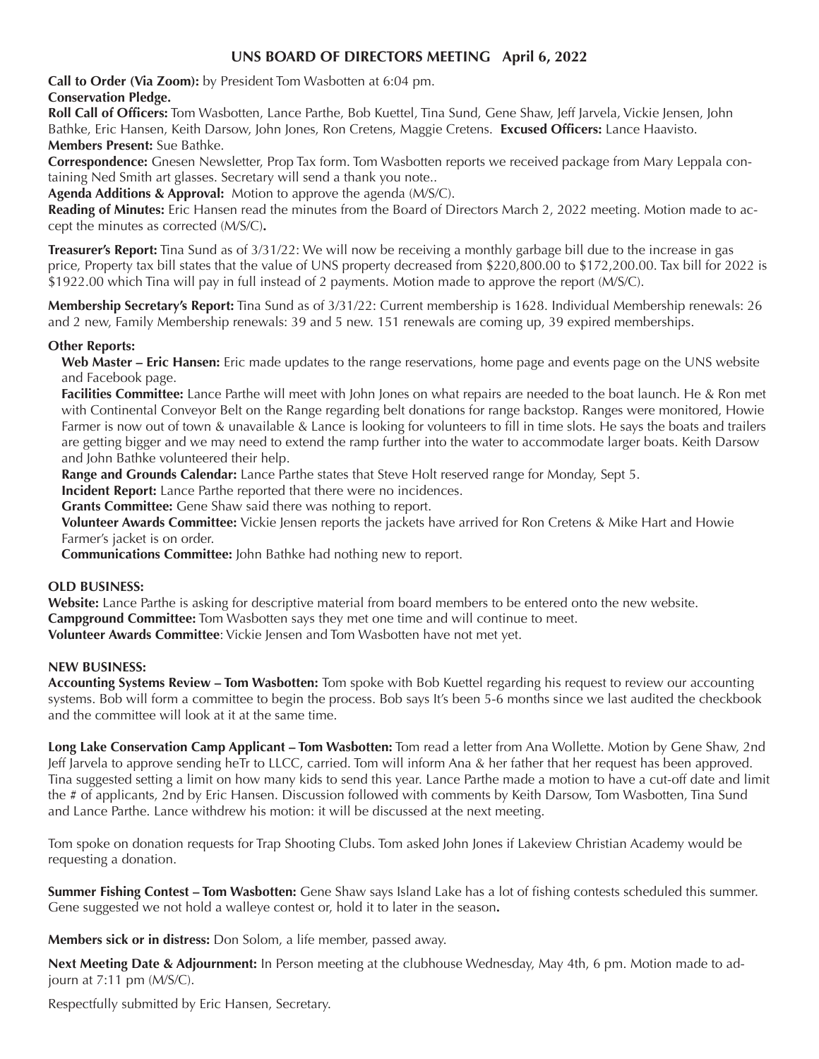## UNS BOARD OF DIRECTORS MEETING April 6, 2022

**Call to Order (Via Zoom):** by President Tom Wasbotten at 6:04 pm.
**Conservation Pledge.**
**Roll Call of Officers:** Tom Wasbotten, Lance Parthe, Bob Kuettel, Tina Sund, Gene Shaw, Jeff Jarvela, Vickie Jensen, John Bathke, Eric Hansen, Keith Darsow, John Jones, Ron Cretens, Maggie Cretens. **Excused Officers:** Lance Haavisto.
**Members Present:** Sue Bathke.
**Correspondence:** Gnesen Newsletter, Prop Tax form. Tom Wasbotten reports we received package from Mary Leppala containing Ned Smith art glasses. Secretary will send a thank you note..
**Agenda Additions & Approval:** Motion to approve the agenda (M/S/C).
**Reading of Minutes:** Eric Hansen read the minutes from the Board of Directors March 2, 2022 meeting. Motion made to accept the minutes as corrected (M/S/C)**.**

**Treasurer's Report:** Tina Sund as of 3/31/22: We will now be receiving a monthly garbage bill due to the increase in gas price, Property tax bill states that the value of UNS property decreased from $220,800.00 to $172,200.00. Tax bill for 2022 is $1922.00 which Tina will pay in full instead of 2 payments. Motion made to approve the report (M/S/C).

**Membership Secretary's Report:** Tina Sund as of 3/31/22: Current membership is 1628. Individual Membership renewals: 26 and 2 new, Family Membership renewals: 39 and 5 new. 151 renewals are coming up, 39 expired memberships.

**Other Reports:**

**Web Master – Eric Hansen:** Eric made updates to the range reservations, home page and events page on the UNS website and Facebook page.
**Facilities Committee:** Lance Parthe will meet with John Jones on what repairs are needed to the boat launch. He & Ron met with Continental Conveyor Belt on the Range regarding belt donations for range backstop. Ranges were monitored, Howie Farmer is now out of town & unavailable & Lance is looking for volunteers to fill in time slots. He says the boats and trailers are getting bigger and we may need to extend the ramp further into the water to accommodate larger boats. Keith Darsow and John Bathke volunteered their help.
**Range and Grounds Calendar:** Lance Parthe states that Steve Holt reserved range for Monday, Sept 5.
**Incident Report:** Lance Parthe reported that there were no incidences.
**Grants Committee:** Gene Shaw said there was nothing to report.
**Volunteer Awards Committee:** Vickie Jensen reports the jackets have arrived for Ron Cretens & Mike Hart and Howie Farmer's jacket is on order.
**Communications Committee:** John Bathke had nothing new to report.

**OLD BUSINESS:**
**Website:** Lance Parthe is asking for descriptive material from board members to be entered onto the new website.
**Campground Committee:** Tom Wasbotten says they met one time and will continue to meet.
**Volunteer Awards Committee**: Vickie Jensen and Tom Wasbotten have not met yet.

**NEW BUSINESS:**
**Accounting Systems Review – Tom Wasbotten:** Tom spoke with Bob Kuettel regarding his request to review our accounting systems. Bob will form a committee to begin the process. Bob says It's been 5-6 months since we last audited the checkbook and the committee will look at it at the same time.

**Long Lake Conservation Camp Applicant – Tom Wasbotten:** Tom read a letter from Ana Wollette. Motion by Gene Shaw, 2nd Jeff Jarvela to approve sending heTr to LLCC, carried. Tom will inform Ana & her father that her request has been approved. Tina suggested setting a limit on how many kids to send this year. Lance Parthe made a motion to have a cut-off date and limit the # of applicants, 2nd by Eric Hansen. Discussion followed with comments by Keith Darsow, Tom Wasbotten, Tina Sund and Lance Parthe. Lance withdrew his motion: it will be discussed at the next meeting.

Tom spoke on donation requests for Trap Shooting Clubs. Tom asked John Jones if Lakeview Christian Academy would be requesting a donation.

**Summer Fishing Contest – Tom Wasbotten:** Gene Shaw says Island Lake has a lot of fishing contests scheduled this summer. Gene suggested we not hold a walleye contest or, hold it to later in the season**.**

**Members sick or in distress:** Don Solom, a life member, passed away.

**Next Meeting Date & Adjournment:** In Person meeting at the clubhouse Wednesday, May 4th, 6 pm. Motion made to adjourn at 7:11 pm (M/S/C).

Respectfully submitted by Eric Hansen, Secretary.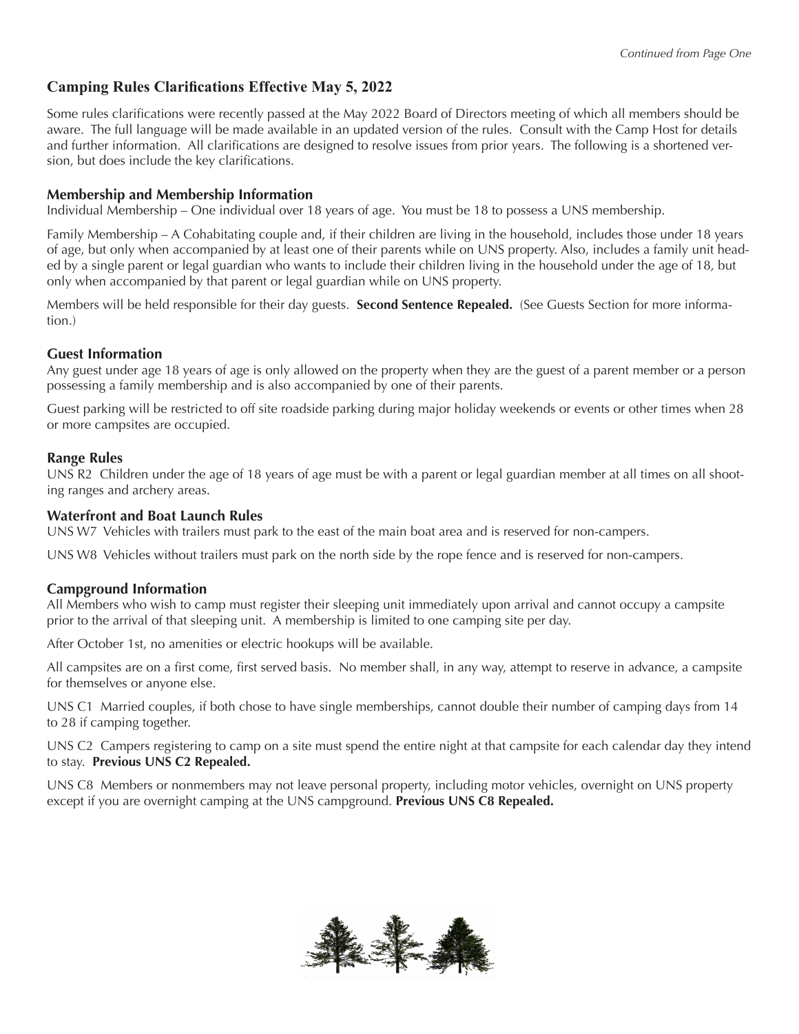*Continued from Page One*

## Camping Rules Clarifications Effective May 5, 2022

Some rules clarifications were recently passed at the May 2022 Board of Directors meeting of which all members should be aware. The full language will be made available in an updated version of the rules. Consult with the Camp Host for details and further information. All clarifications are designed to resolve issues from prior years. The following is a shortened version, but does include the key clarifications.

### Membership and Membership Information

Individual Membership – One individual over 18 years of age. You must be 18 to possess a UNS membership.

Family Membership – A Cohabitating couple and, if their children are living in the household, includes those under 18 years of age, but only when accompanied by at least one of their parents while on UNS property. Also, includes a family unit headed by a single parent or legal guardian who wants to include their children living in the household under the age of 18, but only when accompanied by that parent or legal guardian while on UNS property.

Members will be held responsible for their day guests. **Second Sentence Repealed.** (See Guests Section for more information.)

### Guest Information

Any guest under age 18 years of age is only allowed on the property when they are the guest of a parent member or a person possessing a family membership and is also accompanied by one of their parents.

Guest parking will be restricted to off site roadside parking during major holiday weekends or events or other times when 28 or more campsites are occupied.

### Range Rules

UNS R2 Children under the age of 18 years of age must be with a parent or legal guardian member at all times on all shooting ranges and archery areas.

### Waterfront and Boat Launch Rules

UNS W7 Vehicles with trailers must park to the east of the main boat area and is reserved for non-campers.

UNS W8 Vehicles without trailers must park on the north side by the rope fence and is reserved for non-campers.

### Campground Information

All Members who wish to camp must register their sleeping unit immediately upon arrival and cannot occupy a campsite prior to the arrival of that sleeping unit. A membership is limited to one camping site per day.

After October 1st, no amenities or electric hookups will be available.

All campsites are on a first come, first served basis. No member shall, in any way, attempt to reserve in advance, a campsite for themselves or anyone else.

UNS C1 Married couples, if both chose to have single memberships, cannot double their number of camping days from 14 to 28 if camping together.

UNS C2 Campers registering to camp on a site must spend the entire night at that campsite for each calendar day they intend to stay. **Previous UNS C2 Repealed.**

UNS C8 Members or nonmembers may not leave personal property, including motor vehicles, overnight on UNS property except if you are overnight camping at the UNS campground. **Previous UNS C8 Repealed.**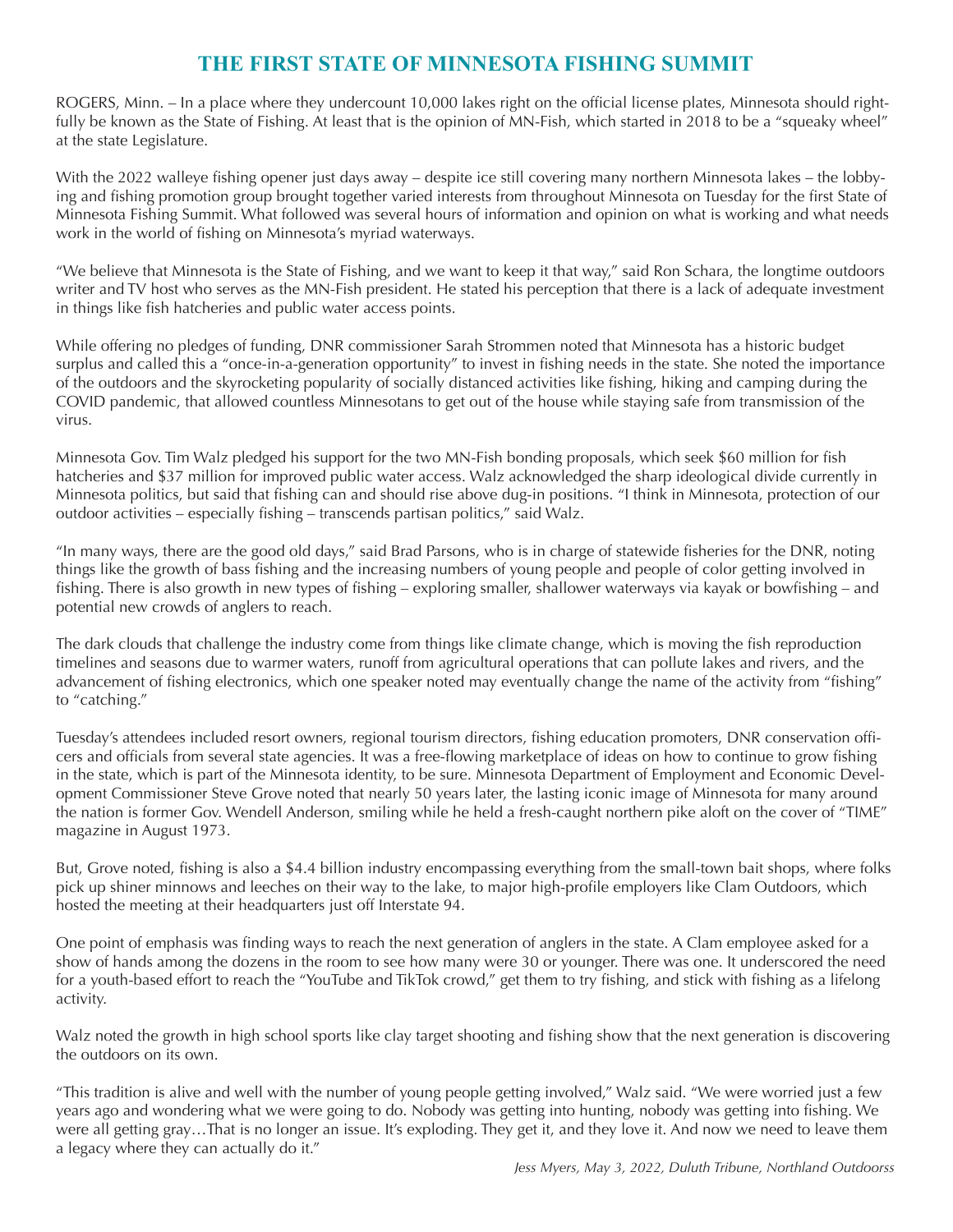# THE FIRST STATE OF MINNESOTA FISHING SUMMIT

ROGERS, Minn. – In a place where they undercount 10,000 lakes right on the official license plates, Minnesota should rightfully be known as the State of Fishing. At least that is the opinion of MN-Fish, which started in 2018 to be a "squeaky wheel" at the state Legislature.

With the 2022 walleye fishing opener just days away – despite ice still covering many northern Minnesota lakes – the lobbying and fishing promotion group brought together varied interests from throughout Minnesota on Tuesday for the first State of Minnesota Fishing Summit. What followed was several hours of information and opinion on what is working and what needs work in the world of fishing on Minnesota's myriad waterways.

"We believe that Minnesota is the State of Fishing, and we want to keep it that way," said Ron Schara, the longtime outdoors writer and TV host who serves as the MN-Fish president. He stated his perception that there is a lack of adequate investment in things like fish hatcheries and public water access points.

While offering no pledges of funding, DNR commissioner Sarah Strommen noted that Minnesota has a historic budget surplus and called this a "once-in-a-generation opportunity" to invest in fishing needs in the state. She noted the importance of the outdoors and the skyrocketing popularity of socially distanced activities like fishing, hiking and camping during the COVID pandemic, that allowed countless Minnesotans to get out of the house while staying safe from transmission of the virus.

Minnesota Gov. Tim Walz pledged his support for the two MN-Fish bonding proposals, which seek $60 million for fish hatcheries and $37 million for improved public water access. Walz acknowledged the sharp ideological divide currently in Minnesota politics, but said that fishing can and should rise above dug-in positions. "I think in Minnesota, protection of our outdoor activities – especially fishing – transcends partisan politics," said Walz.

"In many ways, there are the good old days," said Brad Parsons, who is in charge of statewide fisheries for the DNR, noting things like the growth of bass fishing and the increasing numbers of young people and people of color getting involved in fishing. There is also growth in new types of fishing – exploring smaller, shallower waterways via kayak or bowfishing – and potential new crowds of anglers to reach.

The dark clouds that challenge the industry come from things like climate change, which is moving the fish reproduction timelines and seasons due to warmer waters, runoff from agricultural operations that can pollute lakes and rivers, and the advancement of fishing electronics, which one speaker noted may eventually change the name of the activity from "fishing" to "catching."

Tuesday's attendees included resort owners, regional tourism directors, fishing education promoters, DNR conservation officers and officials from several state agencies. It was a free-flowing marketplace of ideas on how to continue to grow fishing in the state, which is part of the Minnesota identity, to be sure. Minnesota Department of Employment and Economic Development Commissioner Steve Grove noted that nearly 50 years later, the lasting iconic image of Minnesota for many around the nation is former Gov. Wendell Anderson, smiling while he held a fresh-caught northern pike aloft on the cover of "TIME" magazine in August 1973.

But, Grove noted, fishing is also a $4.4 billion industry encompassing everything from the small-town bait shops, where folks pick up shiner minnows and leeches on their way to the lake, to major high-profile employers like Clam Outdoors, which hosted the meeting at their headquarters just off Interstate 94.

One point of emphasis was finding ways to reach the next generation of anglers in the state. A Clam employee asked for a show of hands among the dozens in the room to see how many were 30 or younger. There was one. It underscored the need for a youth-based effort to reach the "YouTube and TikTok crowd," get them to try fishing, and stick with fishing as a lifelong activity.

Walz noted the growth in high school sports like clay target shooting and fishing show that the next generation is discovering the outdoors on its own.

"This tradition is alive and well with the number of young people getting involved," Walz said. "We were worried just a few years ago and wondering what we were going to do. Nobody was getting into hunting, nobody was getting into fishing. We were all getting gray…That is no longer an issue. It's exploding. They get it, and they love it. And now we need to leave them a legacy where they can actually do it."

*Jess Myers, May 3, 2022, Duluth Tribune, Northland Outdoorss*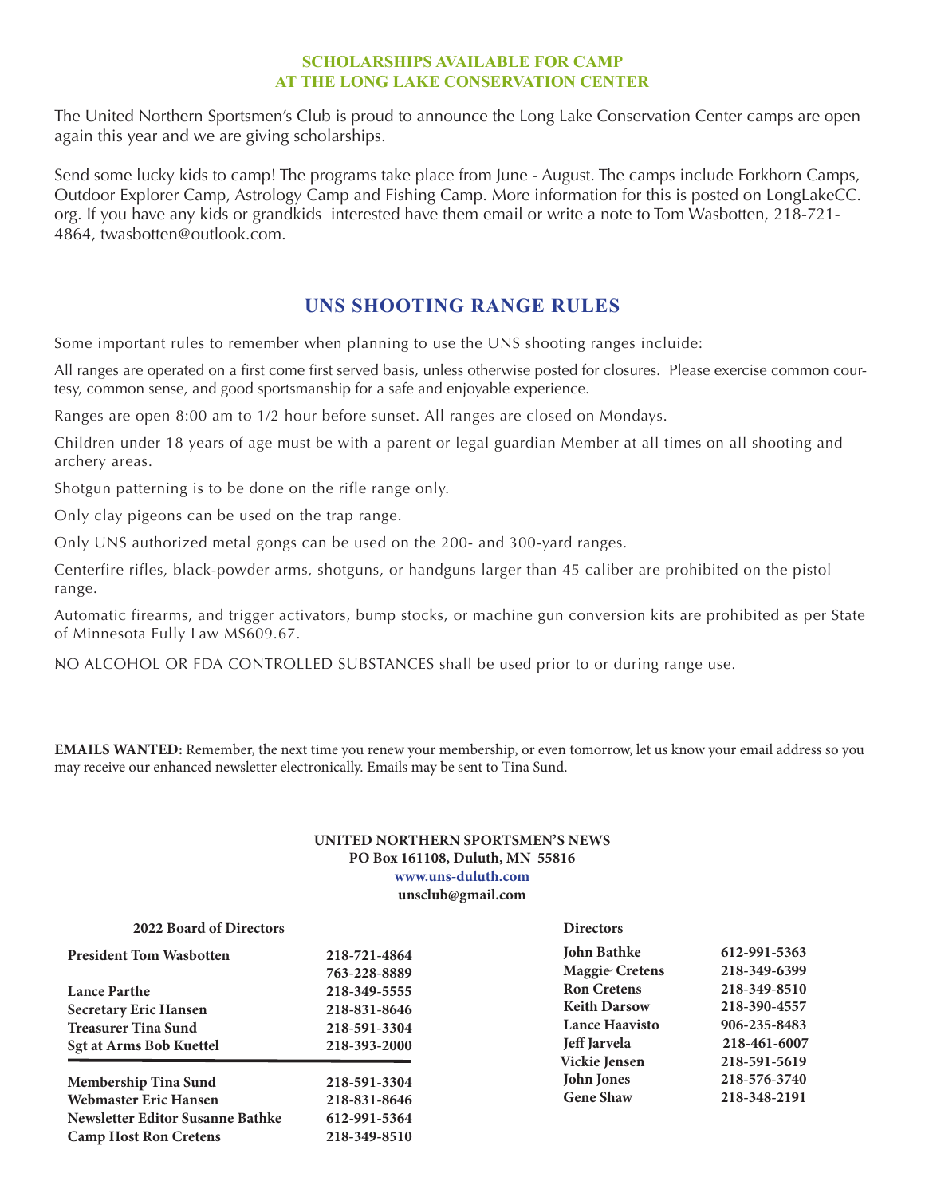## SCHOLARSHIPS AVAILABLE FOR CAMP AT THE LONG LAKE CONSERVATION CENTER

The United Northern Sportsmen's Club is proud to announce the Long Lake Conservation Center camps are open again this year and we are giving scholarships.

Send some lucky kids to camp! The programs take place from June - August. The camps include Forkhorn Camps, Outdoor Explorer Camp, Astrology Camp and Fishing Camp. More information for this is posted on LongLakeCC.org. If you have any kids or grandkids interested have them email or write a note to Tom Wasbotten, 218-721-4864, twasbotten@outlook.com.

## UNS SHOOTING RANGE RULES

Some important rules to remember when planning to use the UNS shooting ranges incluide:

All ranges are operated on a first come first served basis, unless otherwise posted for closures. Please exercise common courtesy, common sense, and good sportsmanship for a safe and enjoyable experience.

Ranges are open 8:00 am to 1/2 hour before sunset. All ranges are closed on Mondays.

Children under 18 years of age must be with a parent or legal guardian Member at all times on all shooting and archery areas.

Shotgun patterning is to be done on the rifle range only.

Only clay pigeons can be used on the trap range.

Only UNS authorized metal gongs can be used on the 200- and 300-yard ranges.

Centerfire rifles, black-powder arms, shotguns, or handguns larger than 45 caliber are prohibited on the pistol range.

Automatic firearms, and trigger activators, bump stocks, or machine gun conversion kits are prohibited as per State of Minnesota Fully Law MS609.67.

NO ALCOHOL OR FDA CONTROLLED SUBSTANCES shall be used prior to or during range use.

**EMAILS WANTED:** Remember, the next time you renew your membership, or even tomorrow, let us know your email address so you may receive our enhanced newsletter electronically. Emails may be sent to Tina Sund.

**UNITED NORTHERN SPORTSMEN'S NEWS**
**PO Box 161108, Duluth, MN 55816**
**www.uns-duluth.com**
**unsclub@gmail.com**

**2022 Board of Directors**

| | |
|---|---|
| President Tom Wasbotten | 218-721-4864 |
| | 763-228-8889 |
| Lance Parthe | 218-349-5555 |
| Secretary Eric Hansen | 218-831-8646 |
| Treasurer Tina Sund | 218-591-3304 |
| Sgt at Arms Bob Kuettel | 218-393-2000 |
| Membership Tina Sund | 218-591-3304 |
| Webmaster Eric Hansen | 218-831-8646 |
| Newsletter Editor Susanne Bathke | 612-991-5364 |
| Camp Host Ron Cretens | 218-349-8510 |

**Directors**

| | |
|---|---|
| John Bathke | 612-991-5363 |
| Maggie Cretens | 218-349-6399 |
| Ron Cretens | 218-349-8510 |
| Keith Darsow | 218-390-4557 |
| Lance Haavisto | 906-235-8483 |
| Jeff Jarvela | 218-461-6007 |
| Vickie Jensen | 218-591-5619 |
| John Jones | 218-576-3740 |
| Gene Shaw | 218-348-2191 |